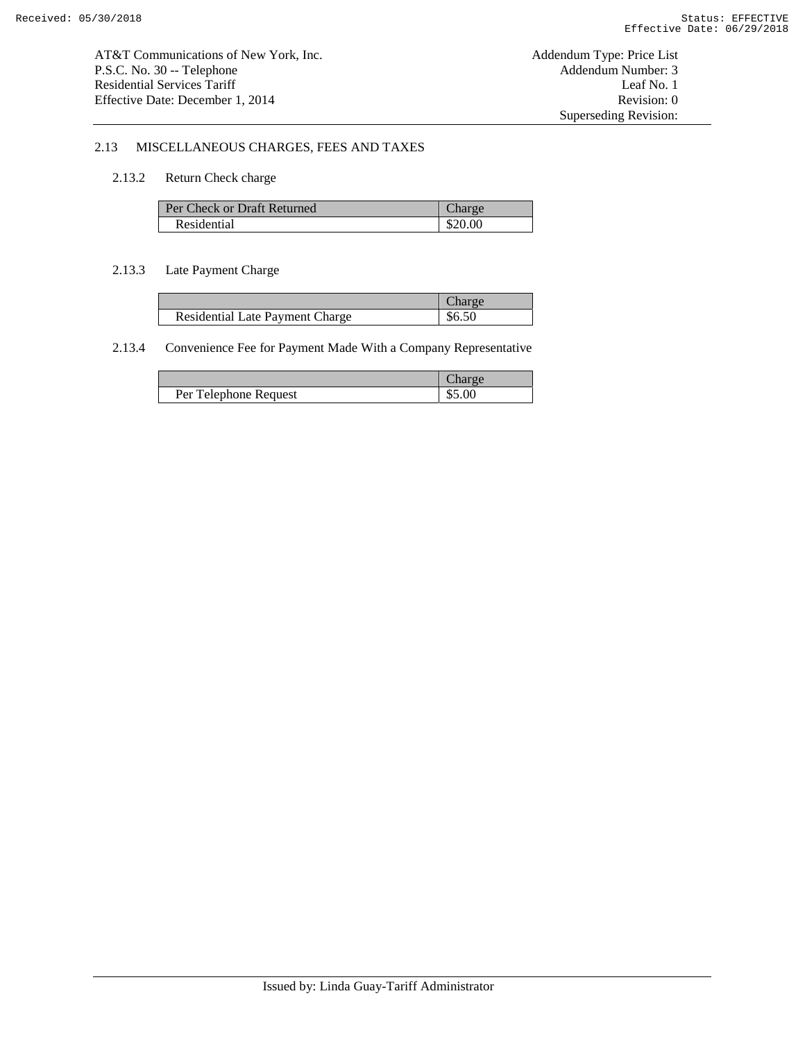AT&T Communications of New York, Inc.
P.S.C. No. 30 -- Telephone
Residential Services Tariff
Effective Date: December 1, 2014

Addendum Type: Price List
Addendum Number: 3
Leaf No. 1
Revision: 0
Superseding Revision:

## 2.13 MISCELLANEOUS CHARGES, FEES AND TAXES

### 2.13.2 Return Check charge

| Per Check or Draft Returned | Charge |
|---|---|
| Residential | $20.00 |

### 2.13.3 Late Payment Charge

| | Charge |
|---|---|
| Residential Late Payment Charge | $6.50 |

### 2.13.4 Convenience Fee for Payment Made With a Company Representative

| | Charge |
|---|---|
| Per Telephone Request | $5.00 |

Issued by: Linda Guay-Tariff Administrator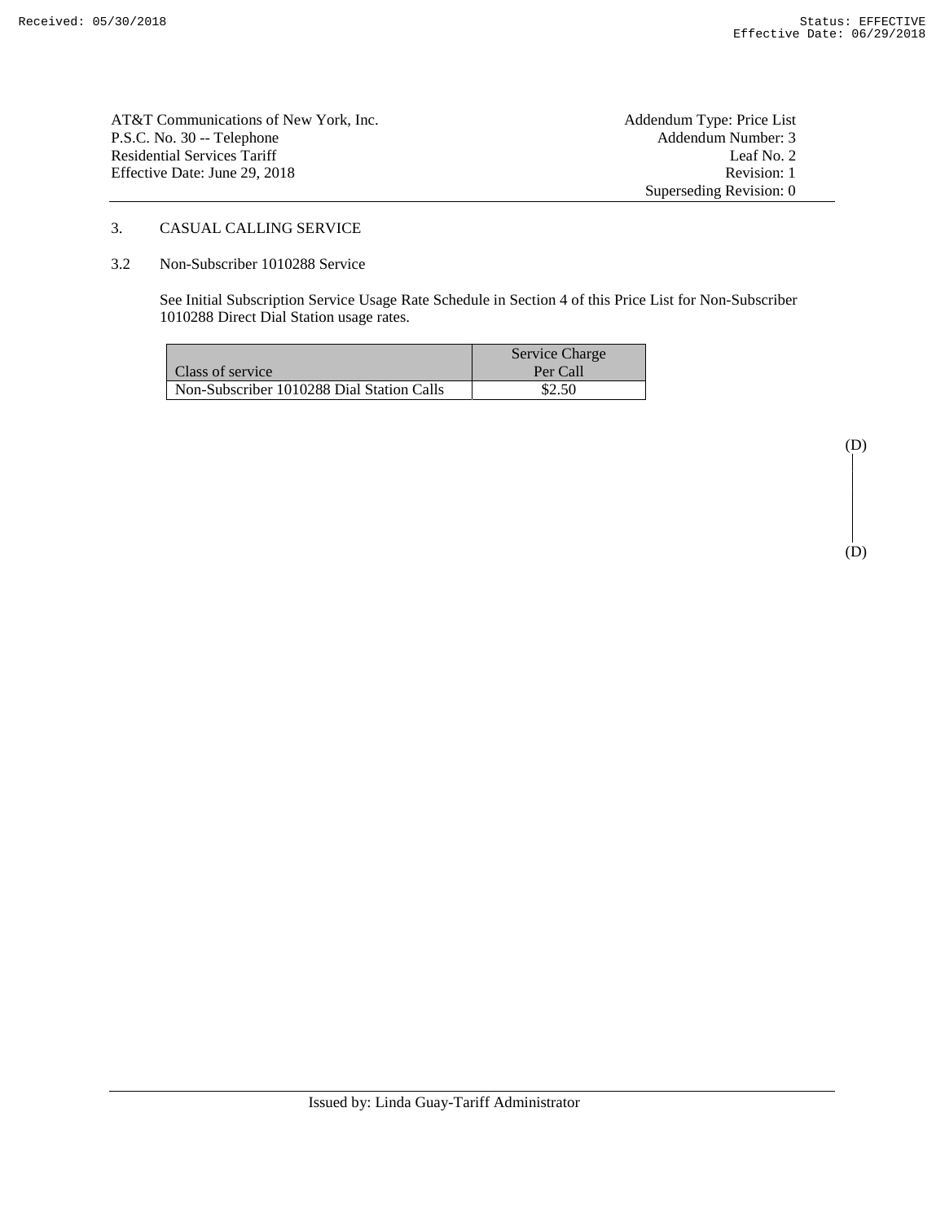AT&T Communications of New York, Inc.
P.S.C. No. 30 -- Telephone
Residential Services Tariff
Effective Date: June 29, 2018

Addendum Type: Price List
Addendum Number: 3
Leaf No. 2
Revision: 1
Superseding Revision: 0

## 3. CASUAL CALLING SERVICE

### 3.2 Non-Subscriber 1010288 Service

See Initial Subscription Service Usage Rate Schedule in Section 4 of this Price List for Non-Subscriber 1010288 Direct Dial Station usage rates.

| Class of service | Service Charge Per Call |
|---|---|
| Non-Subscriber 1010288 Dial Station Calls | $2.50 |

(D)

(D)

Issued by: Linda Guay-Tariff Administrator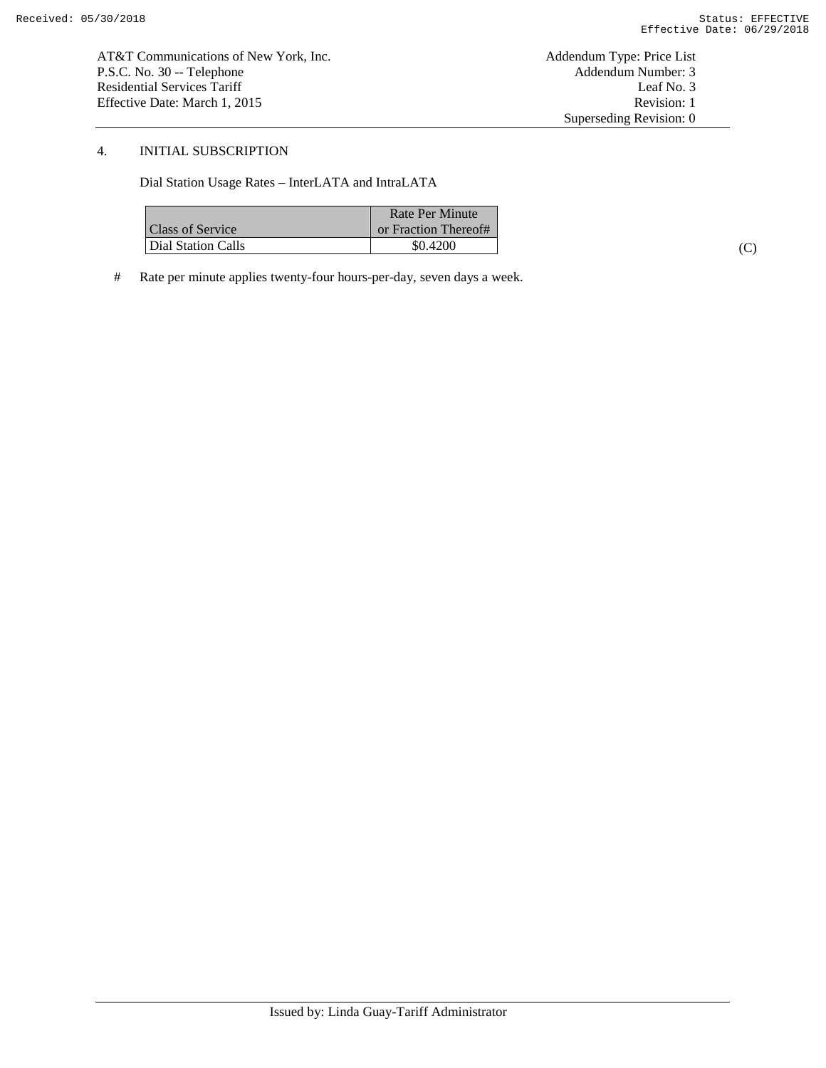## 4. INITIAL SUBSCRIPTION

Dial Station Usage Rates – InterLATA and IntraLATA

| Class of Service | Rate Per Minute or Fraction Thereof# |
|---|---|
| Dial Station Calls | $0.4200 |

(C)

# Rate per minute applies twenty-four hours-per-day, seven days a week.